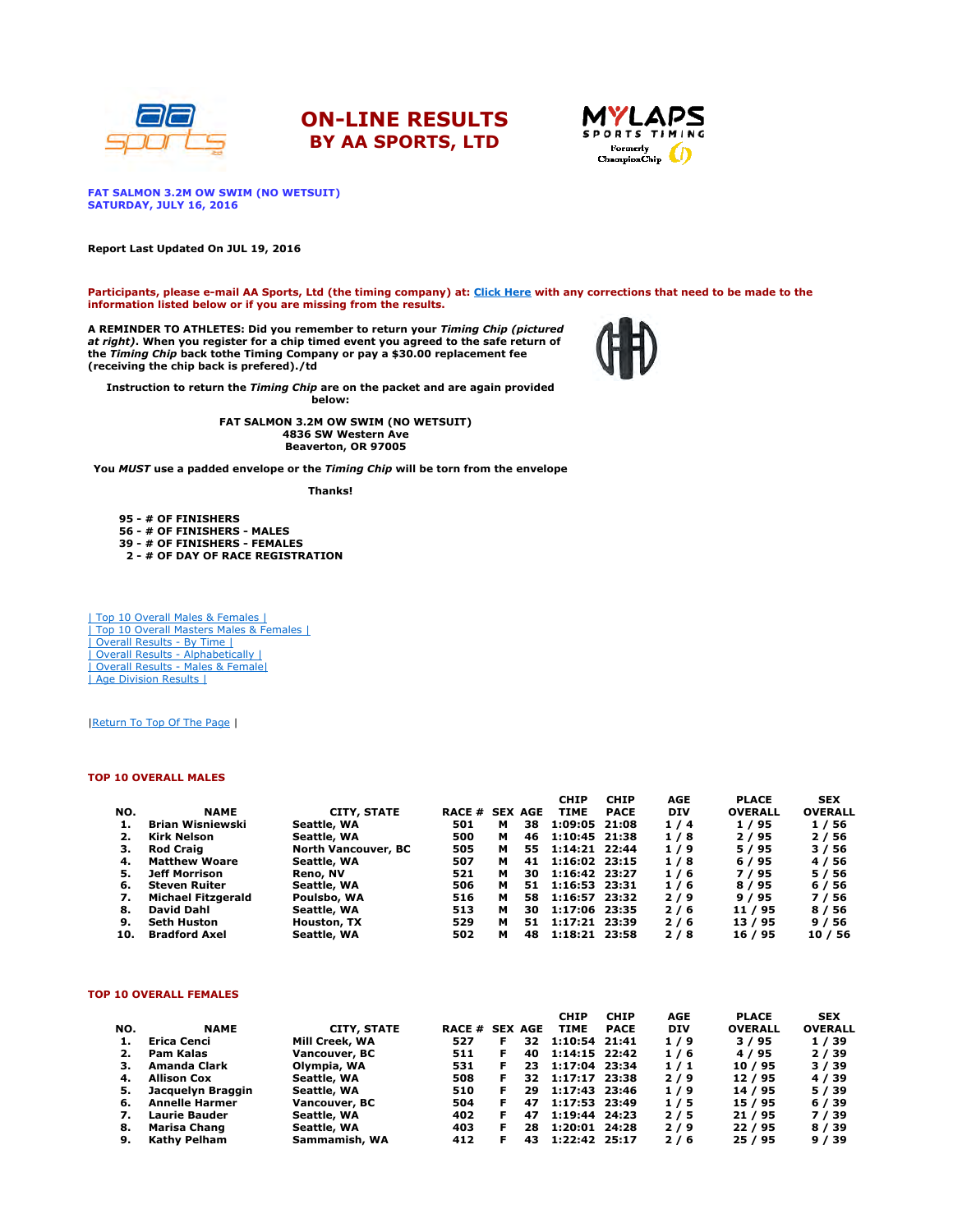# ON-LINE RESULTS
## BY AA SPORTS, LTD

**FAT SALMON 3.2M OW SWIM (NO WETSUIT)**
**SATURDAY, JULY 16, 2016**

**Report Last Updated On JUL 19, 2016**

**Participants, please e-mail AA Sports, Ltd (the timing company) at: Click Here with any corrections that need to be made to the information listed below or if you are missing from the results.**

**A REMINDER TO ATHLETES: Did you remember to return your *Timing Chip (pictured at right)*. When you register for a chip timed event you agreed to the safe return of the *Timing Chip* back tothe Timing Company or pay a $30.00 replacement fee (receiving the chip back is prefered)./td**

**Instruction to return the *Timing Chip* are on the packet and are again provided below:**

**FAT SALMON 3.2M OW SWIM (NO WETSUIT)**
**4836 SW Western Ave**
**Beaverton, OR 97005**

**You *MUST* use a padded envelope or the *Timing Chip* will be torn from the envelope**

**Thanks!**

**95 - # OF FINISHERS**
**56 - # OF FINISHERS - MALES**
**39 - # OF FINISHERS - FEMALES**
**2 - # OF DAY OF RACE REGISTRATION**

| Top 10 Overall Males & Females |
| Top 10 Overall Masters Males & Females |
| Overall Results - By Time |
| Overall Results - Alphabetically |
| Overall Results - Males & Female|
| Age Division Results |

|Return To Top Of The Page |

## TOP 10 OVERALL MALES

| NO. | NAME | CITY, STATE | RACE # | SEX | AGE | CHIP TIME | CHIP PACE | AGE DIV | PLACE OVERALL | SEX OVERALL |
|---|---|---|---|---|---|---|---|---|---|---|
| 1. | Brian Wisniewski | Seattle, WA | 501 | M | 38 | 1:09:05 | 21:08 | 1 / 4 | 1 / 95 | 1 / 56 |
| 2. | Kirk Nelson | Seattle, WA | 500 | M | 46 | 1:10:45 | 21:38 | 1 / 8 | 2 / 95 | 2 / 56 |
| 3. | Rod Craig | North Vancouver, BC | 505 | M | 55 | 1:14:21 | 22:44 | 1 / 9 | 5 / 95 | 3 / 56 |
| 4. | Matthew Woare | Seattle, WA | 507 | M | 41 | 1:16:02 | 23:15 | 1 / 8 | 6 / 95 | 4 / 56 |
| 5. | Jeff Morrison | Reno, NV | 521 | M | 30 | 1:16:42 | 23:27 | 1 / 6 | 7 / 95 | 5 / 56 |
| 6. | Steven Ruiter | Seattle, WA | 506 | M | 51 | 1:16:53 | 23:31 | 1 / 6 | 8 / 95 | 6 / 56 |
| 7. | Michael Fitzgerald | Poulsbo, WA | 516 | M | 58 | 1:16:57 | 23:32 | 2 / 9 | 9 / 95 | 7 / 56 |
| 8. | David Dahl | Seattle, WA | 513 | M | 30 | 1:17:06 | 23:35 | 2 / 6 | 11 / 95 | 8 / 56 |
| 9. | Seth Huston | Houston, TX | 529 | M | 51 | 1:17:21 | 23:39 | 2 / 6 | 13 / 95 | 9 / 56 |
| 10. | Bradford Axel | Seattle, WA | 502 | M | 48 | 1:18:21 | 23:58 | 2 / 8 | 16 / 95 | 10 / 56 |

## TOP 10 OVERALL FEMALES

| NO. | NAME | CITY, STATE | RACE # | SEX | AGE | CHIP TIME | CHIP PACE | AGE DIV | PLACE OVERALL | SEX OVERALL |
|---|---|---|---|---|---|---|---|---|---|---|
| 1. | Erica Cenci | Mill Creek, WA | 527 | F | 32 | 1:10:54 | 21:41 | 1 / 9 | 3 / 95 | 1 / 39 |
| 2. | Pam Kalas | Vancouver, BC | 511 | F | 40 | 1:14:15 | 22:42 | 1 / 6 | 4 / 95 | 2 / 39 |
| 3. | Amanda Clark | Olympia, WA | 531 | F | 23 | 1:17:04 | 23:34 | 1 / 1 | 10 / 95 | 3 / 39 |
| 4. | Allison Cox | Seattle, WA | 508 | F | 32 | 1:17:17 | 23:38 | 2 / 9 | 12 / 95 | 4 / 39 |
| 5. | Jacquelyn Braggin | Seattle, WA | 510 | F | 29 | 1:17:43 | 23:46 | 1 / 9 | 14 / 95 | 5 / 39 |
| 6. | Annelle Harmer | Vancouver, BC | 504 | F | 47 | 1:17:53 | 23:49 | 1 / 5 | 15 / 95 | 6 / 39 |
| 7. | Laurie Bauder | Seattle, WA | 402 | F | 47 | 1:19:44 | 24:23 | 2 / 5 | 21 / 95 | 7 / 39 |
| 8. | Marisa Chang | Seattle, WA | 403 | F | 28 | 1:20:01 | 24:28 | 2 / 9 | 22 / 95 | 8 / 39 |
| 9. | Kathy Pelham | Sammamish, WA | 412 | F | 43 | 1:22:42 | 25:17 | 2 / 6 | 25 / 95 | 9 / 39 |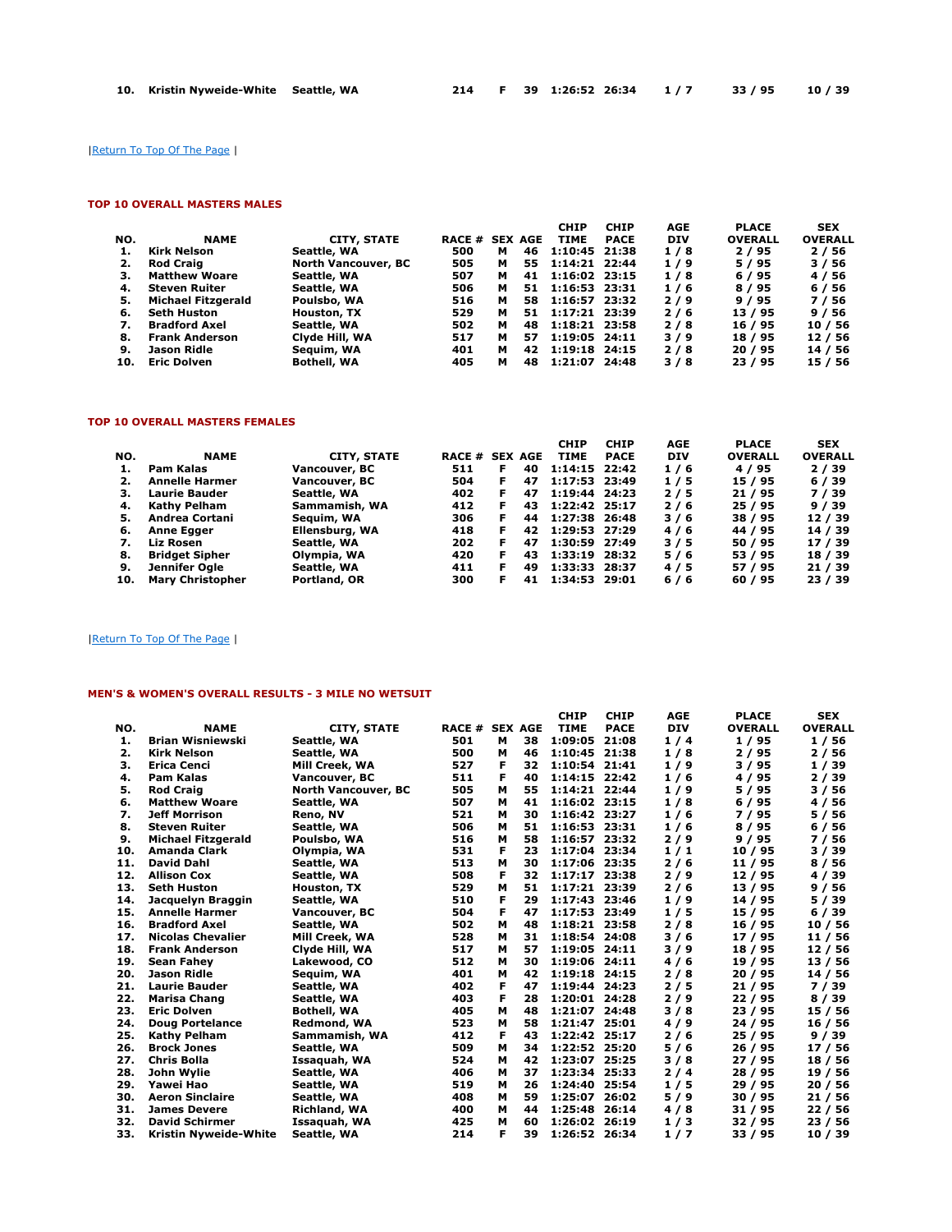| NO. | NAME | CITY, STATE | RACE # | SEX | AGE | CHIP TIME | CHIP PACE | AGE DIV | PLACE OVERALL | SEX OVERALL |
|---|---|---|---|---|---|---|---|---|---|---|
| 10. | Kristin Nyweide-White | Seattle, WA | 214 | F | 39 | 1:26:52 | 26:34 | 1 / 7 | 33 / 95 | 10 / 39 |

|Return To Top Of The Page |

### TOP 10 OVERALL MASTERS MALES

| NO. | NAME | CITY, STATE | RACE # | SEX | AGE | CHIP TIME | CHIP PACE | AGE DIV | PLACE OVERALL | SEX OVERALL |
|---|---|---|---|---|---|---|---|---|---|---|
| 1. | Kirk Nelson | Seattle, WA | 500 | M | 46 | 1:10:45 | 21:38 | 1 / 8 | 2 / 95 | 2 / 56 |
| 2. | Rod Craig | North Vancouver, BC | 505 | M | 55 | 1:14:21 | 22:44 | 1 / 9 | 5 / 95 | 3 / 56 |
| 3. | Matthew Woare | Seattle, WA | 507 | M | 41 | 1:16:02 | 23:15 | 1 / 8 | 6 / 95 | 4 / 56 |
| 4. | Steven Ruiter | Seattle, WA | 506 | M | 51 | 1:16:53 | 23:31 | 1 / 6 | 8 / 95 | 6 / 56 |
| 5. | Michael Fitzgerald | Poulsbo, WA | 516 | M | 58 | 1:16:57 | 23:32 | 2 / 9 | 9 / 95 | 7 / 56 |
| 6. | Seth Huston | Houston, TX | 529 | M | 51 | 1:17:21 | 23:39 | 2 / 6 | 13 / 95 | 9 / 56 |
| 7. | Bradford Axel | Seattle, WA | 502 | M | 48 | 1:18:21 | 23:58 | 2 / 8 | 16 / 95 | 10 / 56 |
| 8. | Frank Anderson | Clyde Hill, WA | 517 | M | 57 | 1:19:05 | 24:11 | 3 / 9 | 18 / 95 | 12 / 56 |
| 9. | Jason Ridle | Sequim, WA | 401 | M | 42 | 1:19:18 | 24:15 | 2 / 8 | 20 / 95 | 14 / 56 |
| 10. | Eric Dolven | Bothell, WA | 405 | M | 48 | 1:21:07 | 24:48 | 3 / 8 | 23 / 95 | 15 / 56 |

### TOP 10 OVERALL MASTERS FEMALES

| NO. | NAME | CITY, STATE | RACE # | SEX | AGE | CHIP TIME | CHIP PACE | AGE DIV | PLACE OVERALL | SEX OVERALL |
|---|---|---|---|---|---|---|---|---|---|---|
| 1. | Pam Kalas | Vancouver, BC | 511 | F | 40 | 1:14:15 | 22:42 | 1 / 6 | 4 / 95 | 2 / 39 |
| 2. | Annelle Harmer | Vancouver, BC | 504 | F | 47 | 1:17:53 | 23:49 | 1 / 5 | 15 / 95 | 6 / 39 |
| 3. | Laurie Bauder | Seattle, WA | 402 | F | 47 | 1:19:44 | 24:23 | 2 / 5 | 21 / 95 | 7 / 39 |
| 4. | Kathy Pelham | Sammamish, WA | 412 | F | 43 | 1:22:42 | 25:17 | 2 / 6 | 25 / 95 | 9 / 39 |
| 5. | Andrea Cortani | Sequim, WA | 306 | F | 44 | 1:27:38 | 26:48 | 3 / 6 | 38 / 95 | 12 / 39 |
| 6. | Anne Egger | Ellensburg, WA | 418 | F | 42 | 1:29:53 | 27:29 | 4 / 6 | 44 / 95 | 14 / 39 |
| 7. | Liz Rosen | Seattle, WA | 202 | F | 47 | 1:30:59 | 27:49 | 3 / 5 | 50 / 95 | 17 / 39 |
| 8. | Bridget Sipher | Olympia, WA | 420 | F | 43 | 1:33:19 | 28:32 | 5 / 6 | 53 / 95 | 18 / 39 |
| 9. | Jennifer Ogle | Seattle, WA | 411 | F | 49 | 1:33:33 | 28:37 | 4 / 5 | 57 / 95 | 21 / 39 |
| 10. | Mary Christopher | Portland, OR | 300 | F | 41 | 1:34:53 | 29:01 | 6 / 6 | 60 / 95 | 23 / 39 |

|Return To Top Of The Page |

### MEN'S & WOMEN'S OVERALL RESULTS - 3 MILE NO WETSUIT

| NO. | NAME | CITY, STATE | RACE # | SEX | AGE | CHIP TIME | CHIP PACE | AGE DIV | PLACE OVERALL | SEX OVERALL |
|---|---|---|---|---|---|---|---|---|---|---|
| 1. | Brian Wisniewski | Seattle, WA | 501 | M | 38 | 1:09:05 | 21:08 | 1 / 4 | 1 / 95 | 1 / 56 |
| 2. | Kirk Nelson | Seattle, WA | 500 | M | 46 | 1:10:45 | 21:38 | 1 / 8 | 2 / 95 | 2 / 56 |
| 3. | Erica Cenci | Mill Creek, WA | 527 | F | 32 | 1:10:54 | 21:41 | 1 / 9 | 3 / 95 | 1 / 39 |
| 4. | Pam Kalas | Vancouver, BC | 511 | F | 40 | 1:14:15 | 22:42 | 1 / 6 | 4 / 95 | 2 / 39 |
| 5. | Rod Craig | North Vancouver, BC | 505 | M | 55 | 1:14:21 | 22:44 | 1 / 9 | 5 / 95 | 3 / 56 |
| 6. | Matthew Woare | Seattle, WA | 507 | M | 41 | 1:16:02 | 23:15 | 1 / 8 | 6 / 95 | 4 / 56 |
| 7. | Jeff Morrison | Reno, NV | 521 | M | 30 | 1:16:42 | 23:27 | 1 / 6 | 7 / 95 | 5 / 56 |
| 8. | Steven Ruiter | Seattle, WA | 506 | M | 51 | 1:16:53 | 23:31 | 1 / 6 | 8 / 95 | 6 / 56 |
| 9. | Michael Fitzgerald | Poulsbo, WA | 516 | M | 58 | 1:16:57 | 23:32 | 2 / 9 | 9 / 95 | 7 / 56 |
| 10. | Amanda Clark | Olympia, WA | 531 | F | 23 | 1:17:04 | 23:34 | 1 / 1 | 10 / 95 | 3 / 39 |
| 11. | David Dahl | Seattle, WA | 513 | M | 30 | 1:17:06 | 23:35 | 2 / 6 | 11 / 95 | 8 / 56 |
| 12. | Allison Cox | Seattle, WA | 508 | F | 32 | 1:17:17 | 23:38 | 2 / 9 | 12 / 95 | 4 / 39 |
| 13. | Seth Huston | Houston, TX | 529 | M | 51 | 1:17:21 | 23:39 | 2 / 6 | 13 / 95 | 9 / 56 |
| 14. | Jacquelyn Braggin | Seattle, WA | 510 | F | 29 | 1:17:43 | 23:46 | 1 / 9 | 14 / 95 | 5 / 39 |
| 15. | Annelle Harmer | Vancouver, BC | 504 | F | 47 | 1:17:53 | 23:49 | 1 / 5 | 15 / 95 | 6 / 39 |
| 16. | Bradford Axel | Seattle, WA | 502 | M | 48 | 1:18:21 | 23:58 | 2 / 8 | 16 / 95 | 10 / 56 |
| 17. | Nicolas Chevalier | Mill Creek, WA | 528 | M | 31 | 1:18:54 | 24:08 | 3 / 6 | 17 / 95 | 11 / 56 |
| 18. | Frank Anderson | Clyde Hill, WA | 517 | M | 57 | 1:19:05 | 24:11 | 3 / 9 | 18 / 95 | 12 / 56 |
| 19. | Sean Fahey | Lakewood, CO | 512 | M | 30 | 1:19:06 | 24:11 | 4 / 6 | 19 / 95 | 13 / 56 |
| 20. | Jason Ridle | Sequim, WA | 401 | M | 42 | 1:19:18 | 24:15 | 2 / 8 | 20 / 95 | 14 / 56 |
| 21. | Laurie Bauder | Seattle, WA | 402 | F | 47 | 1:19:44 | 24:23 | 2 / 5 | 21 / 95 | 7 / 39 |
| 22. | Marisa Chang | Seattle, WA | 403 | F | 28 | 1:20:01 | 24:28 | 2 / 9 | 22 / 95 | 8 / 39 |
| 23. | Eric Dolven | Bothell, WA | 405 | M | 48 | 1:21:07 | 24:48 | 3 / 8 | 23 / 95 | 15 / 56 |
| 24. | Doug Portelance | Redmond, WA | 523 | M | 58 | 1:21:47 | 25:01 | 4 / 9 | 24 / 95 | 16 / 56 |
| 25. | Kathy Pelham | Sammamish, WA | 412 | F | 43 | 1:22:42 | 25:17 | 2 / 6 | 25 / 95 | 9 / 39 |
| 26. | Brock Jones | Seattle, WA | 509 | M | 34 | 1:22:52 | 25:20 | 5 / 6 | 26 / 95 | 17 / 56 |
| 27. | Chris Bolla | Issaquah, WA | 524 | M | 42 | 1:23:07 | 25:25 | 3 / 8 | 27 / 95 | 18 / 56 |
| 28. | John Wylie | Seattle, WA | 406 | M | 37 | 1:23:34 | 25:33 | 2 / 4 | 28 / 95 | 19 / 56 |
| 29. | Yawei Hao | Seattle, WA | 519 | M | 26 | 1:24:40 | 25:54 | 1 / 5 | 29 / 95 | 20 / 56 |
| 30. | Aeron Sinclaire | Seattle, WA | 408 | M | 59 | 1:25:07 | 26:02 | 5 / 9 | 30 / 95 | 21 / 56 |
| 31. | James Devere | Richland, WA | 400 | M | 44 | 1:25:48 | 26:14 | 4 / 8 | 31 / 95 | 22 / 56 |
| 32. | David Schirmer | Issaquah, WA | 425 | M | 60 | 1:26:02 | 26:19 | 1 / 3 | 32 / 95 | 23 / 56 |
| 33. | Kristin Nyweide-White | Seattle, WA | 214 | F | 39 | 1:26:52 | 26:34 | 1 / 7 | 33 / 95 | 10 / 39 |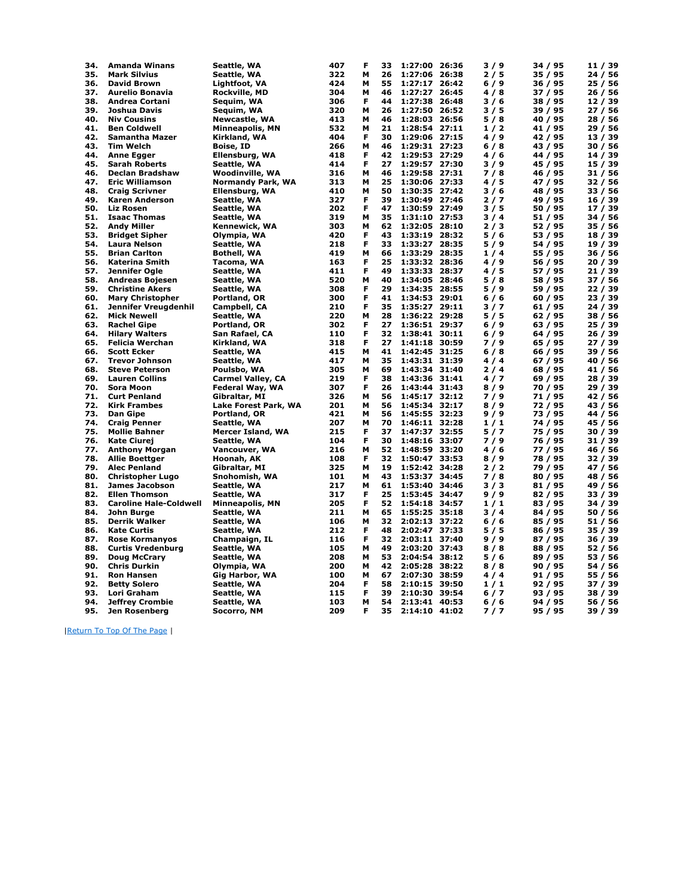| | | | | | | | | | | |
|---|---|---|---|---|---|---|---|---|---|---|
| 34. | Amanda Winans | Seattle, WA | 407 | F | 33 | 1:27:00 | 26:36 | 3 / 9 | 34 / 95 | 11 / 39 |
| 35. | Mark Silvius | Seattle, WA | 322 | M | 26 | 1:27:06 | 26:38 | 2 / 5 | 35 / 95 | 24 / 56 |
| 36. | David Brown | Lightfoot, VA | 424 | M | 55 | 1:27:17 | 26:42 | 6 / 9 | 36 / 95 | 25 / 56 |
| 37. | Aurelio Bonavia | Rockville, MD | 304 | M | 46 | 1:27:27 | 26:45 | 4 / 8 | 37 / 95 | 26 / 56 |
| 38. | Andrea Cortani | Sequim, WA | 306 | F | 44 | 1:27:38 | 26:48 | 3 / 6 | 38 / 95 | 12 / 39 |
| 39. | Joshua Davis | Sequim, WA | 320 | M | 26 | 1:27:50 | 26:52 | 3 / 5 | 39 / 95 | 27 / 56 |
| 40. | Niv Cousins | Newcastle, WA | 413 | M | 46 | 1:28:03 | 26:56 | 5 / 8 | 40 / 95 | 28 / 56 |
| 41. | Ben Coldwell | Minneapolis, MN | 532 | M | 21 | 1:28:54 | 27:11 | 1 / 2 | 41 / 95 | 29 / 56 |
| 42. | Samantha Mazer | Kirkland, WA | 404 | F | 30 | 1:29:06 | 27:15 | 4 / 9 | 42 / 95 | 13 / 39 |
| 43. | Tim Welch | Boise, ID | 266 | M | 46 | 1:29:31 | 27:23 | 6 / 8 | 43 / 95 | 30 / 56 |
| 44. | Anne Egger | Ellensburg, WA | 418 | F | 42 | 1:29:53 | 27:29 | 4 / 6 | 44 / 95 | 14 / 39 |
| 45. | Sarah Roberts | Seattle, WA | 414 | F | 27 | 1:29:57 | 27:30 | 3 / 9 | 45 / 95 | 15 / 39 |
| 46. | Declan Bradshaw | Woodinville, WA | 316 | M | 46 | 1:29:58 | 27:31 | 7 / 8 | 46 / 95 | 31 / 56 |
| 47. | Eric Williamson | Normandy Park, WA | 313 | M | 25 | 1:30:06 | 27:33 | 4 / 5 | 47 / 95 | 32 / 56 |
| 48. | Craig Scrivner | Ellensburg, WA | 410 | M | 50 | 1:30:35 | 27:42 | 3 / 6 | 48 / 95 | 33 / 56 |
| 49. | Karen Anderson | Seattle, WA | 327 | F | 39 | 1:30:49 | 27:46 | 2 / 7 | 49 / 95 | 16 / 39 |
| 50. | Liz Rosen | Seattle, WA | 202 | F | 47 | 1:30:59 | 27:49 | 3 / 5 | 50 / 95 | 17 / 39 |
| 51. | Isaac Thomas | Seattle, WA | 319 | M | 35 | 1:31:10 | 27:53 | 3 / 4 | 51 / 95 | 34 / 56 |
| 52. | Andy Miller | Kennewick, WA | 303 | M | 62 | 1:32:05 | 28:10 | 2 / 3 | 52 / 95 | 35 / 56 |
| 53. | Bridget Sipher | Olympia, WA | 420 | F | 43 | 1:33:19 | 28:32 | 5 / 6 | 53 / 95 | 18 / 39 |
| 54. | Laura Nelson | Seattle, WA | 218 | F | 33 | 1:33:27 | 28:35 | 5 / 9 | 54 / 95 | 19 / 39 |
| 55. | Brian Carlton | Bothell, WA | 419 | M | 66 | 1:33:29 | 28:35 | 1 / 4 | 55 / 95 | 36 / 56 |
| 56. | Katerina Smith | Tacoma, WA | 163 | F | 25 | 1:33:32 | 28:36 | 4 / 9 | 56 / 95 | 20 / 39 |
| 57. | Jennifer Ogle | Seattle, WA | 411 | F | 49 | 1:33:33 | 28:37 | 4 / 5 | 57 / 95 | 21 / 39 |
| 58. | Andreas Bojesen | Seattle, WA | 520 | M | 40 | 1:34:05 | 28:46 | 5 / 8 | 58 / 95 | 37 / 56 |
| 59. | Christine Akers | Seattle, WA | 308 | F | 29 | 1:34:35 | 28:55 | 5 / 9 | 59 / 95 | 22 / 39 |
| 60. | Mary Christopher | Portland, OR | 300 | F | 41 | 1:34:53 | 29:01 | 6 / 6 | 60 / 95 | 23 / 39 |
| 61. | Jennifer Vreugdenhil | Campbell, CA | 210 | F | 35 | 1:35:27 | 29:11 | 3 / 7 | 61 / 95 | 24 / 39 |
| 62. | Mick Newell | Seattle, WA | 220 | M | 28 | 1:36:22 | 29:28 | 5 / 5 | 62 / 95 | 38 / 56 |
| 63. | Rachel Gipe | Portland, OR | 302 | F | 27 | 1:36:51 | 29:37 | 6 / 9 | 63 / 95 | 25 / 39 |
| 64. | Hilary Walters | San Rafael, CA | 110 | F | 32 | 1:38:41 | 30:11 | 6 / 9 | 64 / 95 | 26 / 39 |
| 65. | Felicia Werchan | Kirkland, WA | 318 | F | 27 | 1:41:18 | 30:59 | 7 / 9 | 65 / 95 | 27 / 39 |
| 66. | Scott Ecker | Seattle, WA | 415 | M | 41 | 1:42:45 | 31:25 | 6 / 8 | 66 / 95 | 39 / 56 |
| 67. | Trevor Johnson | Seattle, WA | 417 | M | 35 | 1:43:31 | 31:39 | 4 / 4 | 67 / 95 | 40 / 56 |
| 68. | Steve Peterson | Poulsbo, WA | 305 | M | 69 | 1:43:34 | 31:40 | 2 / 4 | 68 / 95 | 41 / 56 |
| 69. | Lauren Collins | Carmel Valley, CA | 219 | F | 38 | 1:43:36 | 31:41 | 4 / 7 | 69 / 95 | 28 / 39 |
| 70. | Sora Moon | Federal Way, WA | 307 | F | 26 | 1:43:44 | 31:43 | 8 / 9 | 70 / 95 | 29 / 39 |
| 71. | Curt Penland | Gibraltar, MI | 326 | M | 56 | 1:45:17 | 32:12 | 7 / 9 | 71 / 95 | 42 / 56 |
| 72. | Kirk Frambes | Lake Forest Park, WA | 201 | M | 56 | 1:45:34 | 32:17 | 8 / 9 | 72 / 95 | 43 / 56 |
| 73. | Dan Gipe | Portland, OR | 421 | M | 56 | 1:45:55 | 32:23 | 9 / 9 | 73 / 95 | 44 / 56 |
| 74. | Craig Penner | Seattle, WA | 207 | M | 70 | 1:46:11 | 32:28 | 1 / 1 | 74 / 95 | 45 / 56 |
| 75. | Mollie Bahner | Mercer Island, WA | 215 | F | 37 | 1:47:37 | 32:55 | 5 / 7 | 75 / 95 | 30 / 39 |
| 76. | Kate Ciurej | Seattle, WA | 104 | F | 30 | 1:48:16 | 33:07 | 7 / 9 | 76 / 95 | 31 / 39 |
| 77. | Anthony Morgan | Vancouver, WA | 216 | M | 52 | 1:48:59 | 33:20 | 4 / 6 | 77 / 95 | 46 / 56 |
| 78. | Allie Boettger | Hoonah, AK | 108 | F | 32 | 1:50:47 | 33:53 | 8 / 9 | 78 / 95 | 32 / 39 |
| 79. | Alec Penland | Gibraltar, MI | 325 | M | 19 | 1:52:42 | 34:28 | 2 / 2 | 79 / 95 | 47 / 56 |
| 80. | Christopher Lugo | Snohomish, WA | 101 | M | 43 | 1:53:37 | 34:45 | 7 / 8 | 80 / 95 | 48 / 56 |
| 81. | James Jacobson | Seattle, WA | 217 | M | 61 | 1:53:40 | 34:46 | 3 / 3 | 81 / 95 | 49 / 56 |
| 82. | Ellen Thomson | Seattle, WA | 317 | F | 25 | 1:53:45 | 34:47 | 9 / 9 | 82 / 95 | 33 / 39 |
| 83. | Caroline Hale-Coldwell | Minneapolis, MN | 205 | F | 52 | 1:54:18 | 34:57 | 1 / 1 | 83 / 95 | 34 / 39 |
| 84. | John Burge | Seattle, WA | 211 | M | 65 | 1:55:25 | 35:18 | 3 / 4 | 84 / 95 | 50 / 56 |
| 85. | Derrik Walker | Seattle, WA | 106 | M | 32 | 2:02:13 | 37:22 | 6 / 6 | 85 / 95 | 51 / 56 |
| 86. | Kate Curtis | Seattle, WA | 212 | F | 48 | 2:02:47 | 37:33 | 5 / 5 | 86 / 95 | 35 / 39 |
| 87. | Rose Kormanyos | Champaign, IL | 116 | F | 32 | 2:03:11 | 37:40 | 9 / 9 | 87 / 95 | 36 / 39 |
| 88. | Curtis Vredenburg | Seattle, WA | 105 | M | 49 | 2:03:20 | 37:43 | 8 / 8 | 88 / 95 | 52 / 56 |
| 89. | Doug McCrary | Seattle, WA | 208 | M | 53 | 2:04:54 | 38:12 | 5 / 6 | 89 / 95 | 53 / 56 |
| 90. | Chris Durkin | Olympia, WA | 200 | M | 42 | 2:05:28 | 38:22 | 8 / 8 | 90 / 95 | 54 / 56 |
| 91. | Ron Hansen | Gig Harbor, WA | 100 | M | 67 | 2:07:30 | 38:59 | 4 / 4 | 91 / 95 | 55 / 56 |
| 92. | Betty Solero | Seattle, WA | 204 | F | 58 | 2:10:15 | 39:50 | 1 / 1 | 92 / 95 | 37 / 39 |
| 93. | Lori Graham | Seattle, WA | 115 | F | 39 | 2:10:30 | 39:54 | 6 / 7 | 93 / 95 | 38 / 39 |
| 94. | Jeffrey Crombie | Seattle, WA | 103 | M | 54 | 2:13:41 | 40:53 | 6 / 6 | 94 / 95 | 56 / 56 |
| 95. | Jen Rosenberg | Socorro, NM | 209 | F | 35 | 2:14:10 | 41:02 | 7 / 7 | 95 / 95 | 39 / 39 |

|Return To Top Of The Page |